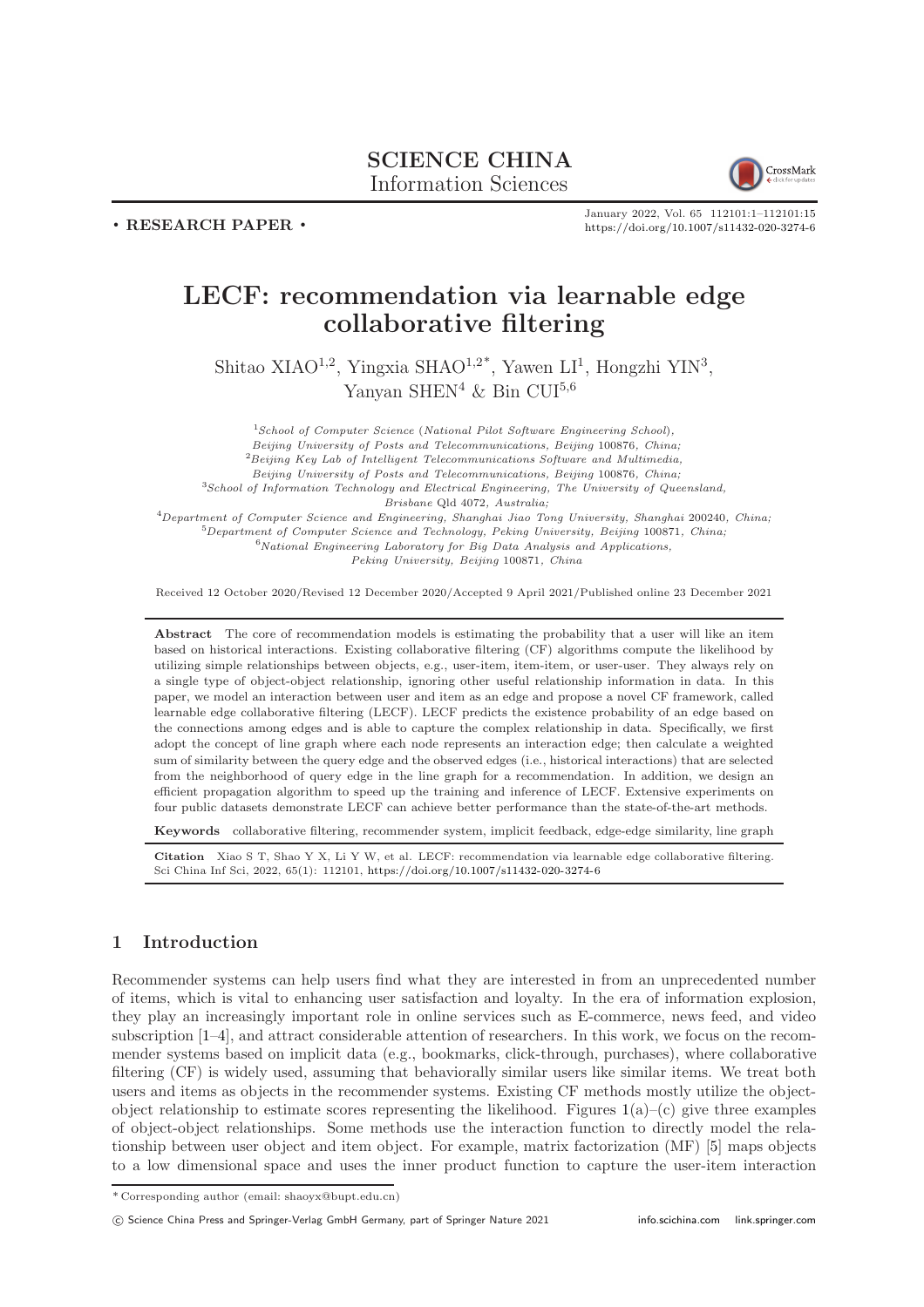**SCIENCE CHINA**
Information Sciences

• RESEARCH PAPER •

January 2022, Vol. 65 112101:1–112101:15
https://doi.org/10.1007/s11432-020-3274-6

# LECF: recommendation via learnable edge collaborative filtering

Shitao XIAO[1,2], Yingxia SHAO[1,2*], Yawen LI[1], Hongzhi YIN[3], Yanyan SHEN[4] & Bin CUI[5,6]

[1] *School of Computer Science (National Pilot Software Engineering School), Beijing University of Posts and Telecommunications, Beijing* 100876*, China;*
[2] *Beijing Key Lab of Intelligent Telecommunications Software and Multimedia, Beijing University of Posts and Telecommunications, Beijing* 100876*, China;*
[3] *School of Information Technology and Electrical Engineering, The University of Queensland, Brisbane* Qld 4072*, Australia;*
[4] *Department of Computer Science and Engineering, Shanghai Jiao Tong University, Shanghai* 200240*, China;*
[5] *Department of Computer Science and Technology, Peking University, Beijing* 100871*, China;*
[6] *National Engineering Laboratory for Big Data Analysis and Applications, Peking University, Beijing* 100871*, China*

Received 12 October 2020/Revised 12 December 2020/Accepted 9 April 2021/Published online 23 December 2021

**Abstract** The core of recommendation models is estimating the probability that a user will like an item based on historical interactions. Existing collaborative filtering (CF) algorithms compute the likelihood by utilizing simple relationships between objects, e.g., user-item, item-item, or user-user. They always rely on a single type of object-object relationship, ignoring other useful relationship information in data. In this paper, we model an interaction between user and item as an edge and propose a novel CF framework, called learnable edge collaborative filtering (LECF). LECF predicts the existence probability of an edge based on the connections among edges and is able to capture the complex relationship in data. Specifically, we first adopt the concept of line graph where each node represents an interaction edge; then calculate a weighted sum of similarity between the query edge and the observed edges (i.e., historical interactions) that are selected from the neighborhood of query edge in the line graph for a recommendation. In addition, we design an efficient propagation algorithm to speed up the training and inference of LECF. Extensive experiments on four public datasets demonstrate LECF can achieve better performance than the state-of-the-art methods.

**Keywords** collaborative filtering, recommender system, implicit feedback, edge-edge similarity, line graph

**Citation** Xiao S T, Shao Y X, Li Y W, et al. LECF: recommendation via learnable edge collaborative filtering. Sci China Inf Sci, 2022, 65(1): 112101, https://doi.org/10.1007/s11432-020-3274-6

## 1 Introduction

Recommender systems can help users find what they are interested in from an unprecedented number of items, which is vital to enhancing user satisfaction and loyalty. In the era of information explosion, they play an increasingly important role in online services such as E-commerce, news feed, and video subscription [1–4], and attract considerable attention of researchers. In this work, we focus on the recommender systems based on implicit data (e.g., bookmarks, click-through, purchases), where collaborative filtering (CF) is widely used, assuming that behaviorally similar users like similar items. We treat both users and items as objects in the recommender systems. Existing CF methods mostly utilize the object-object relationship to estimate scores representing the likelihood. Figures 1(a)–(c) give three examples of object-object relationships. Some methods use the interaction function to directly model the relationship between user object and item object. For example, matrix factorization (MF) [5] maps objects to a low dimensional space and uses the inner product function to capture the user-item interaction

* Corresponding author (email: shaoyx@bupt.edu.cn)

© Science China Press and Springer-Verlag GmbH Germany, part of Springer Nature 2021 info.scichina.com link.springer.com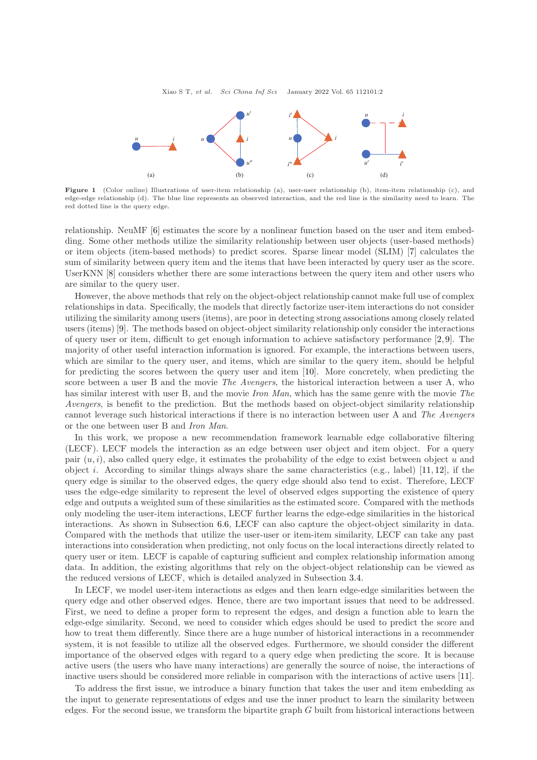(a)

(b)

(c)

(d)

**Figure 1** (Color online) Illustrations of user-item relationship (a), user-user relationship (b), item-item relationship (c), and edge-edge relationship (d). The blue line represents an observed interaction, and the red line is the similarity need to learn. The red dotted line is the query edge.

relationship. NeuMF [6] estimates the score by a nonlinear function based on the user and item embedding. Some other methods utilize the similarity relationship between user objects (user-based methods) or item objects (item-based methods) to predict scores. Sparse linear model (SLIM) [7] calculates the sum of similarity between query item and the items that have been interacted by query user as the score. UserKNN [8] considers whether there are some interactions between the query item and other users who are similar to the query user.

However, the above methods that rely on the object-object relationship cannot make full use of complex relationships in data. Specifically, the models that directly factorize user-item interactions do not consider utilizing the similarity among users (items), are poor in detecting strong associations among closely related users (items) [9]. The methods based on object-object similarity relationship only consider the interactions of query user or item, difficult to get enough information to achieve satisfactory performance [2, 9]. The majority of other useful interaction information is ignored. For example, the interactions between users, which are similar to the query user, and items, which are similar to the query item, should be helpful for predicting the scores between the query user and item [10]. More concretely, when predicting the score between a user B and the movie *The Avengers*, the historical interaction between a user A, who has similar interest with user B, and the movie *Iron Man*, which has the same genre with the movie *The Avengers*, is benefit to the prediction. But the methods based on object-object similarity relationship cannot leverage such historical interactions if there is no interaction between user A and *The Avengers* or the one between user B and *Iron Man*.

In this work, we propose a new recommendation framework learnable edge collaborative filtering (LECF). LECF models the interaction as an edge between user object and item object. For a query pair $(u, i)$, also called query edge, it estimates the probability of the edge to exist between object $u$ and object $i$. According to similar things always share the same characteristics (e.g., label) [11, 12], if the query edge is similar to the observed edges, the query edge should also tend to exist. Therefore, LECF uses the edge-edge similarity to represent the level of observed edges supporting the existence of query edge and outputs a weighted sum of these similarities as the estimated score. Compared with the methods only modeling the user-item interactions, LECF further learns the edge-edge similarities in the historical interactions. As shown in Subsection 6.6, LECF can also capture the object-object similarity in data. Compared with the methods that utilize the user-user or item-item similarity, LECF can take any past interactions into consideration when predicting, not only focus on the local interactions directly related to query user or item. LECF is capable of capturing sufficient and complex relationship information among data. In addition, the existing algorithms that rely on the object-object relationship can be viewed as the reduced versions of LECF, which is detailed analyzed in Subsection 3.4.

In LECF, we model user-item interactions as edges and then learn edge-edge similarities between the query edge and other observed edges. Hence, there are two important issues that need to be addressed. First, we need to define a proper form to represent the edges, and design a function able to learn the edge-edge similarity. Second, we need to consider which edges should be used to predict the score and how to treat them differently. Since there are a huge number of historical interactions in a recommender system, it is not feasible to utilize all the observed edges. Furthermore, we should consider the different importance of the observed edges with regard to a query edge when predicting the score. It is because active users (the users who have many interactions) are generally the source of noise, the interactions of inactive users should be considered more reliable in comparison with the interactions of active users [11].

To address the first issue, we introduce a binary function that takes the user and item embedding as the input to generate representations of edges and use the inner product to learn the similarity between edges. For the second issue, we transform the bipartite graph $G$ built from historical interactions between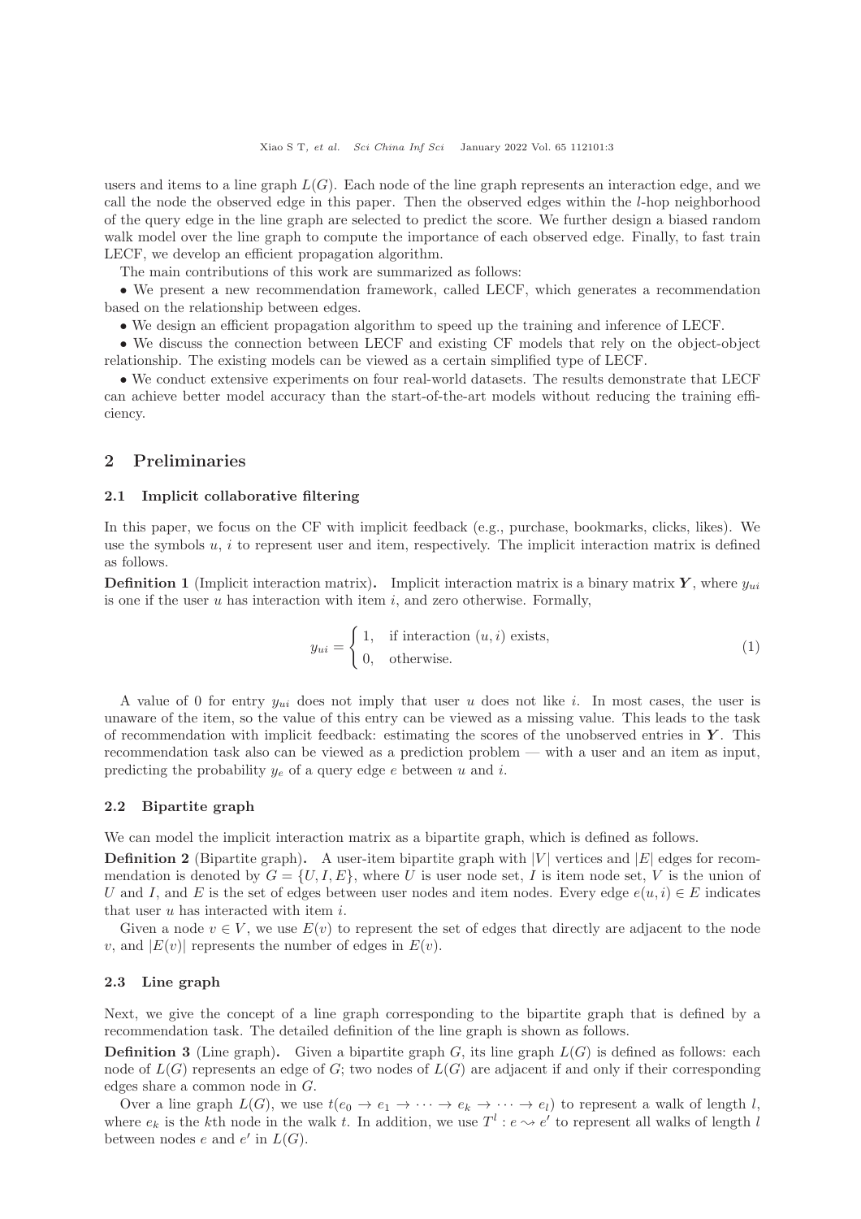users and items to a line graph $L(G)$. Each node of the line graph represents an interaction edge, and we call the node the observed edge in this paper. Then the observed edges within the $l$-hop neighborhood of the query edge in the line graph are selected to predict the score. We further design a biased random walk model over the line graph to compute the importance of each observed edge. Finally, to fast train LECF, we develop an efficient propagation algorithm.

The main contributions of this work are summarized as follows:

- We present a new recommendation framework, called LECF, which generates a recommendation based on the relationship between edges.
- We design an efficient propagation algorithm to speed up the training and inference of LECF.
- We discuss the connection between LECF and existing CF models that rely on the object-object relationship. The existing models can be viewed as a certain simplified type of LECF.
- We conduct extensive experiments on four real-world datasets. The results demonstrate that LECF can achieve better model accuracy than the start-of-the-art models without reducing the training efficiency.

## 2 Preliminaries

### 2.1 Implicit collaborative filtering

In this paper, we focus on the CF with implicit feedback (e.g., purchase, bookmarks, clicks, likes). We use the symbols $u$, $i$ to represent user and item, respectively. The implicit interaction matrix is defined as follows.

**Definition 1** (Implicit interaction matrix)**.** Implicit interaction matrix is a binary matrix $\boldsymbol{Y}$, where $y_{ui}$ is one if the user $u$ has interaction with item $i$, and zero otherwise. Formally,

$$y_{ui} = \begin{cases} 1, & \text{if interaction } (u,i) \text{ exists,} \\ 0, & \text{otherwise.} \end{cases} \tag{1}$$

A value of 0 for entry $y_{ui}$ does not imply that user $u$ does not like $i$. In most cases, the user is unaware of the item, so the value of this entry can be viewed as a missing value. This leads to the task of recommendation with implicit feedback: estimating the scores of the unobserved entries in $\boldsymbol{Y}$. This recommendation task also can be viewed as a prediction problem — with a user and an item as input, predicting the probability $y_e$ of a query edge $e$ between $u$ and $i$.

### 2.2 Bipartite graph

We can model the implicit interaction matrix as a bipartite graph, which is defined as follows.

**Definition 2** (Bipartite graph)**.** A user-item bipartite graph with $|V|$ vertices and $|E|$ edges for recommendation is denoted by $G = \{U, I, E\}$, where $U$ is user node set, $I$ is item node set, $V$ is the union of $U$ and $I$, and $E$ is the set of edges between user nodes and item nodes. Every edge $e(u,i) \in E$ indicates that user $u$ has interacted with item $i$.

Given a node $v \in V$, we use $E(v)$ to represent the set of edges that directly are adjacent to the node $v$, and $|E(v)|$ represents the number of edges in $E(v)$.

### 2.3 Line graph

Next, we give the concept of a line graph corresponding to the bipartite graph that is defined by a recommendation task. The detailed definition of the line graph is shown as follows.

**Definition 3** (Line graph)**.** Given a bipartite graph $G$, its line graph $L(G)$ is defined as follows: each node of $L(G)$ represents an edge of $G$; two nodes of $L(G)$ are adjacent if and only if their corresponding edges share a common node in $G$.

Over a line graph $L(G)$, we use $t(e_0 \to e_1 \to \cdots \to e_k \to \cdots \to e_l)$ to represent a walk of length $l$, where $e_k$ is the $k$th node in the walk $t$. In addition, we use $T^l : e \rightsquigarrow e'$ to represent all walks of length $l$ between nodes $e$ and $e'$ in $L(G)$.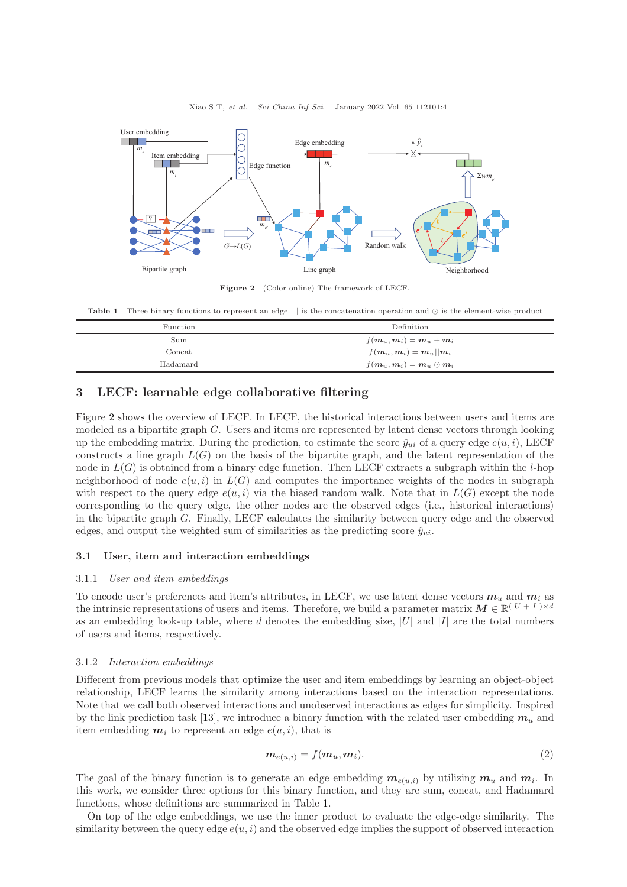User embedding

$m_u$

Item embedding

$m_i$

Edge function

Edge embedding

$m_e$

$\hat{y}_e$

$\Sigma w m_{e'}$

$m_{e'}$

$G \to L(G)$

Random walk

Bipartite graph

Line graph

Neighborhood

**Figure 2** (Color online) The framework of LECF.

**Table 1** Three binary functions to represent an edge. || is the concatenation operation and $\odot$ is the element-wise product

| Function | Definition |
|---|---|
| Sum | $f(\boldsymbol{m}_u, \boldsymbol{m}_i) = \boldsymbol{m}_u + \boldsymbol{m}_i$ |
| Concat | $f(\boldsymbol{m}_u, \boldsymbol{m}_i) = \boldsymbol{m}_u \| \boldsymbol{m}_i$ |
| Hadamard | $f(\boldsymbol{m}_u, \boldsymbol{m}_i) = \boldsymbol{m}_u \odot \boldsymbol{m}_i$ |

## 3 LECF: learnable edge collaborative filtering

Figure 2 shows the overview of LECF. In LECF, the historical interactions between users and items are modeled as a bipartite graph $G$. Users and items are represented by latent dense vectors through looking up the embedding matrix. During the prediction, to estimate the score $\hat{y}_{ui}$ of a query edge $e(u,i)$, LECF constructs a line graph $L(G)$ on the basis of the bipartite graph, and the latent representation of the node in $L(G)$ is obtained from a binary edge function. Then LECF extracts a subgraph within the $l$-hop neighborhood of node $e(u,i)$ in $L(G)$ and computes the importance weights of the nodes in subgraph with respect to the query edge $e(u,i)$ via the biased random walk. Note that in $L(G)$ except the node corresponding to the query edge, the other nodes are the observed edges (i.e., historical interactions) in the bipartite graph $G$. Finally, LECF calculates the similarity between query edge and the observed edges, and output the weighted sum of similarities as the predicting score $\hat{y}_{ui}$.

### 3.1 User, item and interaction embeddings

#### 3.1.1 *User and item embeddings*

To encode user's preferences and item's attributes, in LECF, we use latent dense vectors $\boldsymbol{m}_u$ and $\boldsymbol{m}_i$ as the intrinsic representations of users and items. Therefore, we build a parameter matrix $\boldsymbol{M} \in \mathbb{R}^{(|U|+|I|)\times d}$ as an embedding look-up table, where $d$ denotes the embedding size, $|U|$ and $|I|$ are the total numbers of users and items, respectively.

#### 3.1.2 *Interaction embeddings*

Different from previous models that optimize the user and item embeddings by learning an object-object relationship, LECF learns the similarity among interactions based on the interaction representations. Note that we call both observed interactions and unobserved interactions as edges for simplicity. Inspired by the link prediction task [13], we introduce a binary function with the related user embedding $\boldsymbol{m}_u$ and item embedding $\boldsymbol{m}_i$ to represent an edge $e(u,i)$, that is

$$\boldsymbol{m}_{e(u,i)} = f(\boldsymbol{m}_u, \boldsymbol{m}_i). \tag{2}$$

The goal of the binary function is to generate an edge embedding $\boldsymbol{m}_{e(u,i)}$ by utilizing $\boldsymbol{m}_u$ and $\boldsymbol{m}_i$. In this work, we consider three options for this binary function, and they are sum, concat, and Hadamard functions, whose definitions are summarized in Table 1.

On top of the edge embeddings, we use the inner product to evaluate the edge-edge similarity. The similarity between the query edge $e(u,i)$ and the observed edge implies the support of observed interaction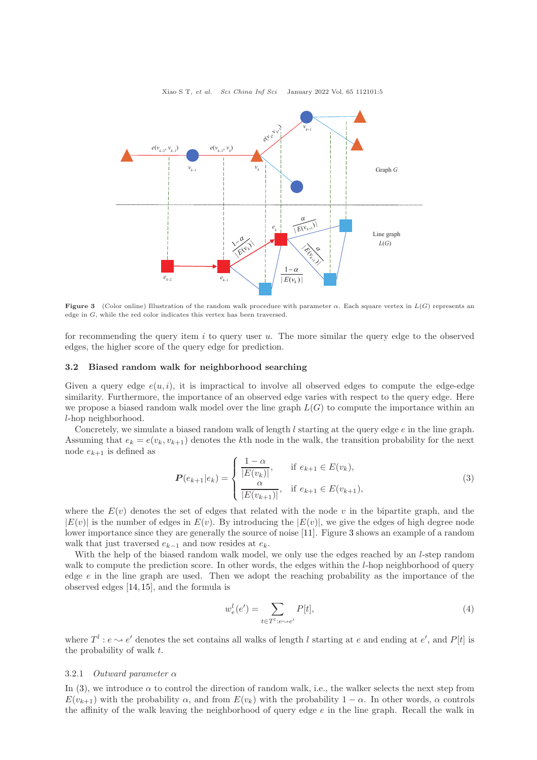Graph $G$

$e(v_{k-2}, v_{k-1})$

$v_{k-1}$

$e(v_{k-1}, v_k)$

$v_k$

$e(v_k, v_{k+1})$

$v_{k+1}$

Line graph $L(G)$

$e_{k-2}$

$e_{k-1}$

$e_k$

$\frac{1-\alpha}{|E(v_k)|}$

$\frac{\alpha}{|E(v_{k+1})|}$

$\frac{\alpha}{|E(v_{k+1})|}$

$\frac{1-\alpha}{|E(v_k)|}$

**Figure 3** (Color online) Illustration of the random walk procedure with parameter $\alpha$. Each square vertex in $L(G)$ represents an edge in $G$, while the red color indicates this vertex has been traversed.

for recommending the query item $i$ to query user $u$. The more similar the query edge to the observed edges, the higher score of the query edge for prediction.

### 3.2 Biased random walk for neighborhood searching

Given a query edge $e(u, i)$, it is impractical to involve all observed edges to compute the edge-edge similarity. Furthermore, the importance of an observed edge varies with respect to the query edge. Here we propose a biased random walk model over the line graph $L(G)$ to compute the importance within an $l$-hop neighborhood.

Concretely, we simulate a biased random walk of length $l$ starting at the query edge $e$ in the line graph. Assuming that $e_k = e(v_k, v_{k+1})$ denotes the $k$th node in the walk, the transition probability for the next node $e_{k+1}$ is defined as

$$\boldsymbol{P}(e_{k+1}|e_k) = \begin{cases} \dfrac{1-\alpha}{|E(v_k)|}, & \text{if } e_{k+1} \in E(v_k), \\ \dfrac{\alpha}{|E(v_{k+1})|}, & \text{if } e_{k+1} \in E(v_{k+1}), \end{cases} \tag{3}$$

where the $E(v)$ denotes the set of edges that related with the node $v$ in the bipartite graph, and the $|E(v)|$ is the number of edges in $E(v)$. By introducing the $|E(v)|$, we give the edges of high degree node lower importance since they are generally the source of noise [11]. Figure 3 shows an example of a random walk that just traversed $e_{k-1}$ and now resides at $e_k$.

With the help of the biased random walk model, we only use the edges reached by an $l$-step random walk to compute the prediction score. In other words, the edges within the $l$-hop neighborhood of query edge $e$ in the line graph are used. Then we adopt the reaching probability as the importance of the observed edges [14,15], and the formula is

$$w_e^l(e') = \sum_{t \in T^l : e \rightsquigarrow e'} P[t], \tag{4}$$

where $T^l : e \rightsquigarrow e'$ denotes the set contains all walks of length $l$ starting at $e$ and ending at $e'$, and $P[t]$ is the probability of walk $t$.

#### 3.2.1 *Outward parameter $\alpha$*

In (3), we introduce $\alpha$ to control the direction of random walk, i.e., the walker selects the next step from $E(v_{k+1})$ with the probability $\alpha$, and from $E(v_k)$ with the probability $1-\alpha$. In other words, $\alpha$ controls the affinity of the walk leaving the neighborhood of query edge $e$ in the line graph. Recall the walk in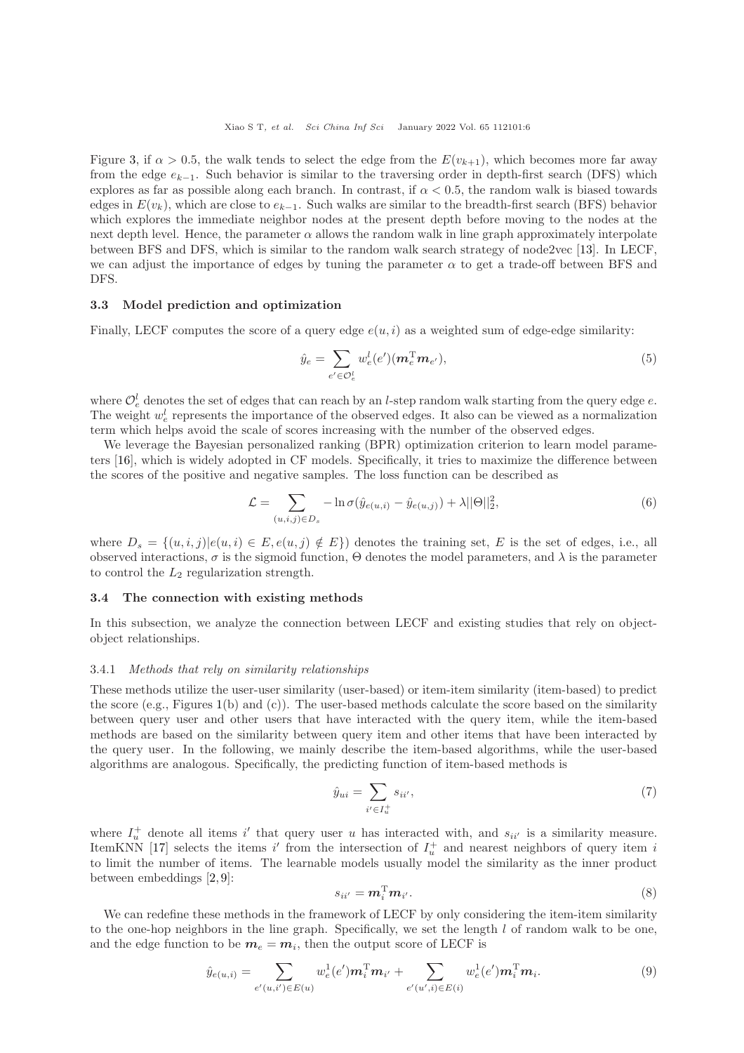Figure 3, if $\alpha > 0.5$, the walk tends to select the edge from the $E(v_{k+1})$, which becomes more far away from the edge $e_{k-1}$. Such behavior is similar to the traversing order in depth-first search (DFS) which explores as far as possible along each branch. In contrast, if $\alpha < 0.5$, the random walk is biased towards edges in $E(v_k)$, which are close to $e_{k-1}$. Such walks are similar to the breadth-first search (BFS) behavior which explores the immediate neighbor nodes at the present depth before moving to the nodes at the next depth level. Hence, the parameter $\alpha$ allows the random walk in line graph approximately interpolate between BFS and DFS, which is similar to the random walk search strategy of node2vec [13]. In LECF, we can adjust the importance of edges by tuning the parameter $\alpha$ to get a trade-off between BFS and DFS.

### 3.3 Model prediction and optimization

Finally, LECF computes the score of a query edge $e(u, i)$ as a weighted sum of edge-edge similarity:

$$\hat{y}_e = \sum_{e' \in \mathcal{O}_e^l} w_e^l(e')(\boldsymbol{m}_e^{\mathrm{T}} \boldsymbol{m}_{e'}), \tag{5}$$

where $\mathcal{O}_e^l$ denotes the set of edges that can reach by an $l$-step random walk starting from the query edge $e$. The weight $w_e^l$ represents the importance of the observed edges. It also can be viewed as a normalization term which helps avoid the scale of scores increasing with the number of the observed edges.

We leverage the Bayesian personalized ranking (BPR) optimization criterion to learn model parameters [16], which is widely adopted in CF models. Specifically, it tries to maximize the difference between the scores of the positive and negative samples. The loss function can be described as

$$\mathcal{L} = \sum_{(u,i,j) \in D_s} -\ln \sigma(\hat{y}_{e(u,i)} - \hat{y}_{e(u,j)}) + \lambda ||\Theta||_2^2, \tag{6}$$

where $D_s = \{(u, i, j)|e(u, i) \in E, e(u, j) \notin E\})$ denotes the training set, $E$ is the set of edges, i.e., all observed interactions, $\sigma$ is the sigmoid function, $\Theta$ denotes the model parameters, and $\lambda$ is the parameter to control the $L_2$ regularization strength.

### 3.4 The connection with existing methods

In this subsection, we analyze the connection between LECF and existing studies that rely on object-object relationships.

#### 3.4.1 *Methods that rely on similarity relationships*

These methods utilize the user-user similarity (user-based) or item-item similarity (item-based) to predict the score (e.g., Figures 1(b) and (c)). The user-based methods calculate the score based on the similarity between query user and other users that have interacted with the query item, while the item-based methods are based on the similarity between query item and other items that have been interacted by the query user. In the following, we mainly describe the item-based algorithms, while the user-based algorithms are analogous. Specifically, the predicting function of item-based methods is

$$\hat{y}_{ui} = \sum_{i' \in I_u^+} s_{ii'}, \tag{7}$$

where $I_u^+$ denote all items $i'$ that query user $u$ has interacted with, and $s_{ii'}$ is a similarity measure. ItemKNN [17] selects the items $i'$ from the intersection of $I_u^+$ and nearest neighbors of query item $i$ to limit the number of items. The learnable models usually model the similarity as the inner product between embeddings [2, 9]:

$$s_{ii'} = \boldsymbol{m}_i^{\mathrm{T}} \boldsymbol{m}_{i'}. \tag{8}$$

We can redefine these methods in the framework of LECF by only considering the item-item similarity to the one-hop neighbors in the line graph. Specifically, we set the length $l$ of random walk to be one, and the edge function to be $\boldsymbol{m}_e = \boldsymbol{m}_i$, then the output score of LECF is

$$\hat{y}_{e(u,i)} = \sum_{e'(u,i') \in E(u)} w_e^1(e') \boldsymbol{m}_i^{\mathrm{T}} \boldsymbol{m}_{i'} + \sum_{e'(u',i) \in E(i)} w_e^1(e') \boldsymbol{m}_i^{\mathrm{T}} \boldsymbol{m}_i. \tag{9}$$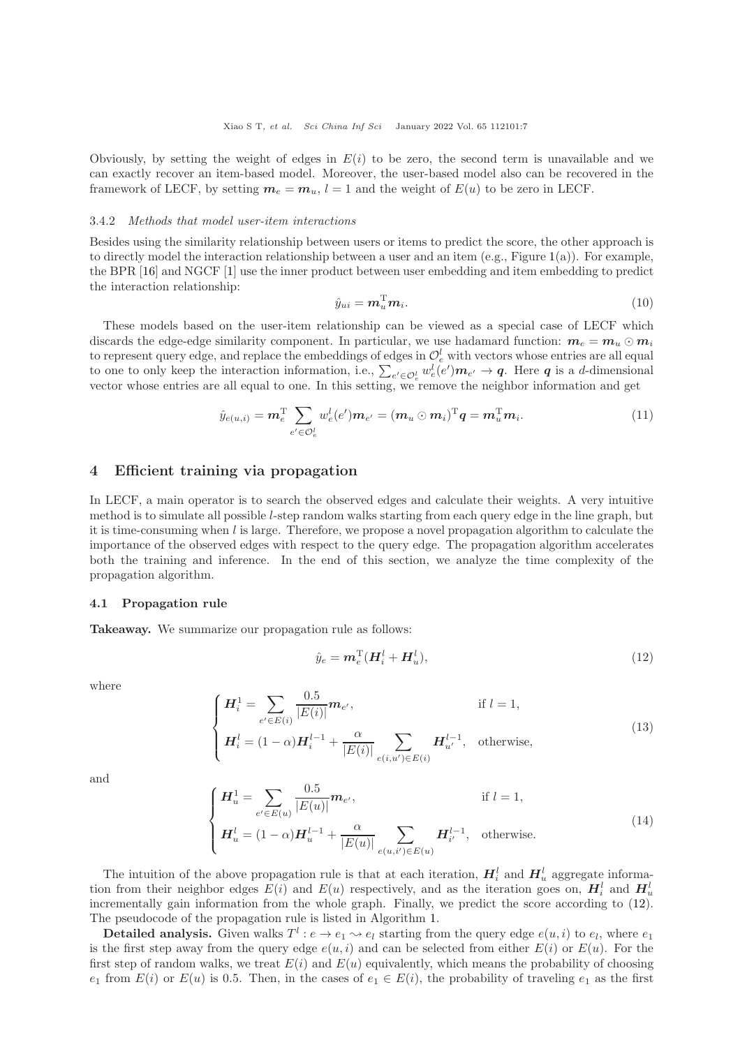Obviously, by setting the weight of edges in $E(i)$ to be zero, the second term is unavailable and we can exactly recover an item-based model. Moreover, the user-based model also can be recovered in the framework of LECF, by setting $\boldsymbol{m}_e = \boldsymbol{m}_u$, $l = 1$ and the weight of $E(u)$ to be zero in LECF.

### 3.4.2 *Methods that model user-item interactions*

Besides using the similarity relationship between users or items to predict the score, the other approach is to directly model the interaction relationship between a user and an item (e.g., Figure 1(a)). For example, the BPR [16] and NGCF [1] use the inner product between user embedding and item embedding to predict the interaction relationship:

$$\hat{y}_{ui} = \boldsymbol{m}_u^{\mathrm{T}} \boldsymbol{m}_i. \tag{10}$$

These models based on the user-item relationship can be viewed as a special case of LECF which discards the edge-edge similarity component. In particular, we use hadamard function: $\boldsymbol{m}_e = \boldsymbol{m}_u \odot \boldsymbol{m}_i$ to represent query edge, and replace the embeddings of edges in $\mathcal{O}_e^l$ with vectors whose entries are all equal to one to only keep the interaction information, i.e., $\sum_{e' \in \mathcal{O}_e^l} w_e^l(e') \boldsymbol{m}_{e'} \to \boldsymbol{q}$. Here $\boldsymbol{q}$ is a $d$-dimensional vector whose entries are all equal to one. In this setting, we remove the neighbor information and get

$$\hat{y}_{e(u,i)} = \boldsymbol{m}_e^{\mathrm{T}} \sum_{e' \in \mathcal{O}_e^l} w_e^l(e') \boldsymbol{m}_{e'} = (\boldsymbol{m}_u \odot \boldsymbol{m}_i)^{\mathrm{T}} \boldsymbol{q} = \boldsymbol{m}_u^{\mathrm{T}} \boldsymbol{m}_i. \tag{11}$$

## 4 Efficient training via propagation

In LECF, a main operator is to search the observed edges and calculate their weights. A very intuitive method is to simulate all possible $l$-step random walks starting from each query edge in the line graph, but it is time-consuming when $l$ is large. Therefore, we propose a novel propagation algorithm to calculate the importance of the observed edges with respect to the query edge. The propagation algorithm accelerates both the training and inference. In the end of this section, we analyze the time complexity of the propagation algorithm.

### 4.1 Propagation rule

**Takeaway.** We summarize our propagation rule as follows:

$$\hat{y}_e = \boldsymbol{m}_e^{\mathrm{T}} (\boldsymbol{H}_i^l + \boldsymbol{H}_u^l), \tag{12}$$

where

$$\begin{cases} \boldsymbol{H}_i^1 = \displaystyle\sum_{e' \in E(i)} \frac{0.5}{|E(i)|} \boldsymbol{m}_{e'}, & \text{if } l = 1, \\ \boldsymbol{H}_i^l = (1-\alpha) \boldsymbol{H}_i^{l-1} + \dfrac{\alpha}{|E(i)|} \displaystyle\sum_{e(i,u') \in E(i)} \boldsymbol{H}_{u'}^{l-1}, & \text{otherwise}, \end{cases} \tag{13}$$

and

$$\begin{cases} \boldsymbol{H}_u^1 = \displaystyle\sum_{e' \in E(u)} \frac{0.5}{|E(u)|} \boldsymbol{m}_{e'}, & \text{if } l = 1, \\ \boldsymbol{H}_u^l = (1-\alpha) \boldsymbol{H}_u^{l-1} + \dfrac{\alpha}{|E(u)|} \displaystyle\sum_{e(u,i') \in E(u)} \boldsymbol{H}_{i'}^{l-1}, & \text{otherwise}. \end{cases} \tag{14}$$

The intuition of the above propagation rule is that at each iteration, $\boldsymbol{H}_i^l$ and $\boldsymbol{H}_u^l$ aggregate information from their neighbor edges $E(i)$ and $E(u)$ respectively, and as the iteration goes on, $\boldsymbol{H}_i^l$ and $\boldsymbol{H}_u^l$ incrementally gain information from the whole graph. Finally, we predict the score according to (12). The pseudocode of the propagation rule is listed in Algorithm 1.

**Detailed analysis.** Given walks $T^l : e \to e_1 \rightsquigarrow e_l$ starting from the query edge $e(u,i)$ to $e_l$, where $e_1$ is the first step away from the query edge $e(u,i)$ and can be selected from either $E(i)$ or $E(u)$. For the first step of random walks, we treat $E(i)$ and $E(u)$ equivalently, which means the probability of choosing $e_1$ from $E(i)$ or $E(u)$ is 0.5. Then, in the cases of $e_1 \in E(i)$, the probability of traveling $e_1$ as the first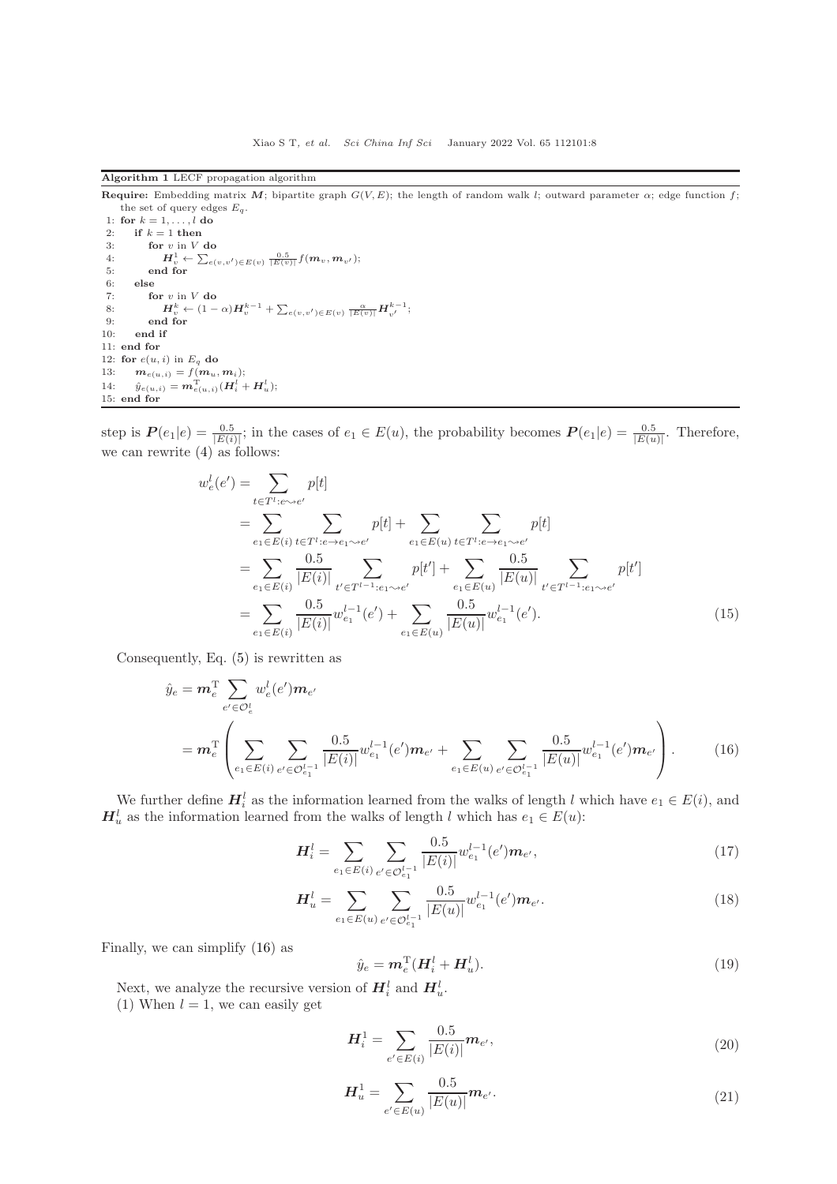**Algorithm 1** LECF propagation algorithm

```
Require: Embedding matrix M; bipartite graph G(V,E); the length of random walk l; outward parameter α; edge function f;
    the set of query edges E_q.
 1: for k = 1, ..., l do
 2:     if k = 1 then
 3:         for v in V do
 4:             H_v^1 ← Σ_{e(v,v')∈E(v)} (0.5/|E(v)|) f(m_v, m_v');
 5:         end for
 6:     else
 7:         for v in V do
 8:             H_v^k ← (1 − α)H_v^{k−1} + Σ_{e(v,v')∈E(v)} (α/|E(v)|) H_{v'}^{k−1};
 9:         end for
10:     end if
11: end for
12: for e(u,i) in E_q do
13:     m_{e(u,i)} = f(m_u, m_i);
14:     ŷ_{e(u,i)} = m_{e(u,i)}^T (H_i^l + H_u^l);
15: end for
```

step is $\boldsymbol{P}(e_1|e) = \frac{0.5}{|E(i)|}$; in the cases of $e_1 \in E(u)$, the probability becomes $\boldsymbol{P}(e_1|e) = \frac{0.5}{|E(u)|}$. Therefore, we can rewrite (4) as follows:

$$
\begin{aligned}
w_e^l(e') &= \sum_{t \in T^l : e \rightsquigarrow e'} p[t] \\
&= \sum_{e_1 \in E(i)} \sum_{t \in T^l : e \to e_1 \rightsquigarrow e'} p[t] + \sum_{e_1 \in E(u)} \sum_{t \in T^l : e \to e_1 \rightsquigarrow e'} p[t] \\
&= \sum_{e_1 \in E(i)} \frac{0.5}{|E(i)|} \sum_{t' \in T^{l-1} : e_1 \rightsquigarrow e'} p[t'] + \sum_{e_1 \in E(u)} \frac{0.5}{|E(u)|} \sum_{t' \in T^{l-1} : e_1 \rightsquigarrow e'} p[t'] \\
&= \sum_{e_1 \in E(i)} \frac{0.5}{|E(i)|} w_{e_1}^{l-1}(e') + \sum_{e_1 \in E(u)} \frac{0.5}{|E(u)|} w_{e_1}^{l-1}(e').
\end{aligned} \tag{15}
$$

Consequently, Eq. (5) is rewritten as

$$
\begin{aligned}
\hat{y}_e &= \boldsymbol{m}_e^{\mathrm{T}} \sum_{e' \in \mathcal{O}_e^l} w_e^l(e') \boldsymbol{m}_{e'} \\
&= \boldsymbol{m}_e^{\mathrm{T}} \left( \sum_{e_1 \in E(i)} \sum_{e' \in \mathcal{O}_{e_1}^{l-1}} \frac{0.5}{|E(i)|} w_{e_1}^{l-1}(e') \boldsymbol{m}_{e'} + \sum_{e_1 \in E(u)} \sum_{e' \in \mathcal{O}_{e_1}^{l-1}} \frac{0.5}{|E(u)|} w_{e_1}^{l-1}(e') \boldsymbol{m}_{e'} \right).
\end{aligned} \tag{16}
$$

We further define $\boldsymbol{H}_i^l$ as the information learned from the walks of length $l$ which have $e_1 \in E(i)$, and $\boldsymbol{H}_u^l$ as the information learned from the walks of length $l$ which has $e_1 \in E(u)$:

$$
\boldsymbol{H}_i^l = \sum_{e_1 \in E(i)} \sum_{e' \in \mathcal{O}_{e_1}^{l-1}} \frac{0.5}{|E(i)|} w_{e_1}^{l-1}(e') \boldsymbol{m}_{e'}, \tag{17}
$$

$$
\boldsymbol{H}_u^l = \sum_{e_1 \in E(u)} \sum_{e' \in \mathcal{O}_{e_1}^{l-1}} \frac{0.5}{|E(u)|} w_{e_1}^{l-1}(e') \boldsymbol{m}_{e'}. \tag{18}
$$

Finally, we can simplify (16) as

$$
\hat{y}_e = \boldsymbol{m}_e^{\mathrm{T}} (\boldsymbol{H}_i^l + \boldsymbol{H}_u^l). \tag{19}
$$

Next, we analyze the recursive version of $\boldsymbol{H}_i^l$ and $\boldsymbol{H}_u^l$.

(1) When $l = 1$, we can easily get

$$
\boldsymbol{H}_i^1 = \sum_{e' \in E(i)} \frac{0.5}{|E(i)|} \boldsymbol{m}_{e'}, \tag{20}
$$

$$
\boldsymbol{H}_u^1 = \sum_{e' \in E(u)} \frac{0.5}{|E(u)|} \boldsymbol{m}_{e'}. \tag{21}
$$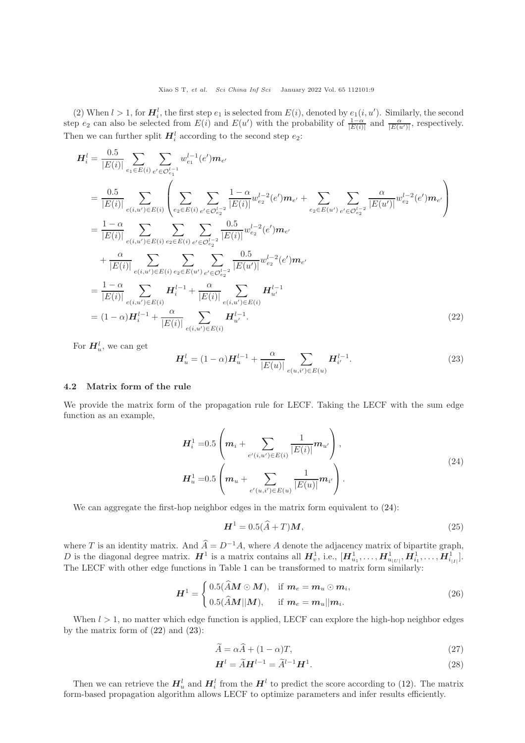(2) When $l > 1$, for $\boldsymbol{H}_i^l$, the first step $e_1$ is selected from $E(i)$, denoted by $e_1(i,u')$. Similarly, the second step $e_2$ can also be selected from $E(i)$ and $E(u')$ with the probability of $\frac{1-\alpha}{|E(i)|}$ and $\frac{\alpha}{|E(u')|}$, respectively. Then we can further split $\boldsymbol{H}_i^l$ according to the second step $e_2$:

$$
\begin{aligned}
\boldsymbol{H}_i^l &= \frac{0.5}{|E(i)|} \sum_{e_1 \in E(i)} \sum_{e' \in \mathcal{O}_{e_1}^{l-1}} w_{e_1}^{l-1}(e') \boldsymbol{m}_{e'} \\
&= \frac{0.5}{|E(i)|} \sum_{e(i,u') \in E(i)} \left( \sum_{e_2 \in E(i)} \sum_{e' \in \mathcal{O}_{e_2}^{l-2}} \frac{1-\alpha}{|E(i)|} w_{e_2}^{l-2}(e') \boldsymbol{m}_{e'} + \sum_{e_2 \in E(u')} \sum_{e' \in \mathcal{O}_{e_2}^{l-2}} \frac{\alpha}{|E(u')|} w_{e_2}^{l-2}(e') \boldsymbol{m}_{e'} \right) \\
&= \frac{1-\alpha}{|E(i)|} \sum_{e(i,u') \in E(i)} \sum_{e_2 \in E(i)} \sum_{e' \in \mathcal{O}_{e_2}^{l-2}} \frac{0.5}{|E(i)|} w_{e_2}^{l-2}(e') \boldsymbol{m}_{e'} \\
&\quad + \frac{\alpha}{|E(i)|} \sum_{e(i,u') \in E(i)} \sum_{e_2 \in E(u')} \sum_{e' \in \mathcal{O}_{e_2}^{l-2}} \frac{0.5}{|E(u')|} w_{e_2}^{l-2}(e') \boldsymbol{m}_{e'} \\
&= \frac{1-\alpha}{|E(i)|} \sum_{e(i,u') \in E(i)} \boldsymbol{H}_i^{l-1} + \frac{\alpha}{|E(i)|} \sum_{e(i,u') \in E(i)} \boldsymbol{H}_{u'}^{l-1} \\
&= (1-\alpha) \boldsymbol{H}_i^{l-1} + \frac{\alpha}{|E(i)|} \sum_{e(i,u') \in E(i)} \boldsymbol{H}_{u'}^{l-1}.
\end{aligned} \tag{22}
$$

For $\boldsymbol{H}_u^l$, we can get

$$
\boldsymbol{H}_u^l = (1-\alpha) \boldsymbol{H}_u^{l-1} + \frac{\alpha}{|E(u)|} \sum_{e(u,i') \in E(u)} \boldsymbol{H}_{i'}^{l-1}. \tag{23}
$$

### 4.2 Matrix form of the rule

We provide the matrix form of the propagation rule for LECF. Taking the LECF with the sum edge function as an example,

$$
\begin{aligned}
\boldsymbol{H}_i^1 =& 0.5 \left( \boldsymbol{m}_i + \sum_{e'(i,u') \in E(i)} \frac{1}{|E(i)|} \boldsymbol{m}_{u'} \right), \\
\boldsymbol{H}_u^1 =& 0.5 \left( \boldsymbol{m}_u + \sum_{e'(u,i') \in E(u)} \frac{1}{|E(u)|} \boldsymbol{m}_{i'} \right).
\end{aligned} \tag{24}
$$

We can aggregate the first-hop neighbor edges in the matrix form equivalent to (24):

$$
\boldsymbol{H}^1 = 0.5(\widehat{A} + T)\boldsymbol{M}, \tag{25}
$$

where $T$ is an identity matrix. And $\widehat{A} = D^{-1}A$, where $A$ denote the adjacency matrix of bipartite graph, $D$ is the diagonal degree matrix. $\boldsymbol{H}^1$ is a matrix contains all $\boldsymbol{H}_v^1$, i.e., $[\boldsymbol{H}_{u_1}^1, \ldots, \boldsymbol{H}_{u_{|U|}}^1, \boldsymbol{H}_{i_1}^1, \ldots, \boldsymbol{H}_{i_{|I|}}^1]$. The LECF with other edge functions in Table 1 can be transformed to matrix form similarly:

$$
\boldsymbol{H}^1 = \begin{cases} 0.5(\widehat{A}\boldsymbol{M} \odot \boldsymbol{M}), & \text{if } \boldsymbol{m}_e = \boldsymbol{m}_u \odot \boldsymbol{m}_i, \\ 0.5(\widehat{A}\boldsymbol{M} || \boldsymbol{M}), & \text{if } \boldsymbol{m}_e = \boldsymbol{m}_u || \boldsymbol{m}_i. \end{cases} \tag{26}
$$

When $l > 1$, no matter which edge function is applied, LECF can explore the high-hop neighbor edges by the matrix form of (22) and (23):

$$
\widetilde{A} = \alpha \widehat{A} + (1-\alpha)T, \tag{27}
$$

$$
\boldsymbol{H}^l = \widetilde{A} \boldsymbol{H}^{l-1} = \widetilde{A}^{l-1} \boldsymbol{H}^1. \tag{28}
$$

Then we can retrieve the $\boldsymbol{H}_u^l$ and $\boldsymbol{H}_i^l$ from the $\boldsymbol{H}^l$ to predict the score according to (12). The matrix form-based propagation algorithm allows LECF to optimize parameters and infer results efficiently.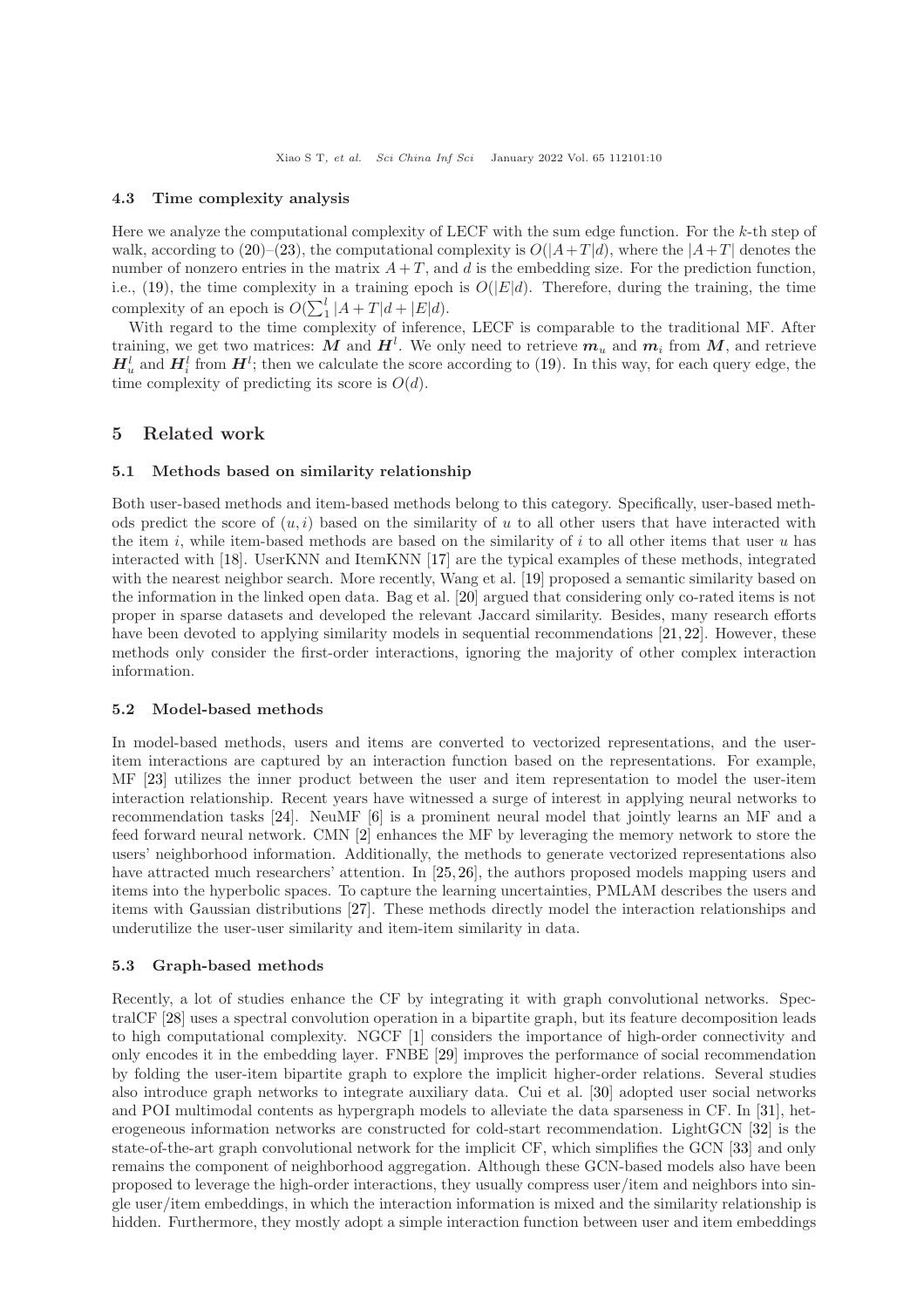### 4.3 Time complexity analysis

Here we analyze the computational complexity of LECF with the sum edge function. For the $k$-th step of walk, according to (20)–(23), the computational complexity is $O(|A+T|d)$, where the $|A+T|$ denotes the number of nonzero entries in the matrix $A+T$, and $d$ is the embedding size. For the prediction function, i.e., (19), the time complexity in a training epoch is $O(|E|d)$. Therefore, during the training, the time complexity of an epoch is $O(\sum_1^l |A+T|d + |E|d)$.

With regard to the time complexity of inference, LECF is comparable to the traditional MF. After training, we get two matrices: $\boldsymbol{M}$ and $\boldsymbol{H}^l$. We only need to retrieve $\boldsymbol{m}_u$ and $\boldsymbol{m}_i$ from $\boldsymbol{M}$, and retrieve $\boldsymbol{H}_u^l$ and $\boldsymbol{H}_i^l$ from $\boldsymbol{H}^l$; then we calculate the score according to (19). In this way, for each query edge, the time complexity of predicting its score is $O(d)$.

## 5 Related work

### 5.1 Methods based on similarity relationship

Both user-based methods and item-based methods belong to this category. Specifically, user-based methods predict the score of $(u, i)$ based on the similarity of $u$ to all other users that have interacted with the item $i$, while item-based methods are based on the similarity of $i$ to all other items that user $u$ has interacted with [18]. UserKNN and ItemKNN [17] are the typical examples of these methods, integrated with the nearest neighbor search. More recently, Wang et al. [19] proposed a semantic similarity based on the information in the linked open data. Bag et al. [20] argued that considering only co-rated items is not proper in sparse datasets and developed the relevant Jaccard similarity. Besides, many research efforts have been devoted to applying similarity models in sequential recommendations [21, 22]. However, these methods only consider the first-order interactions, ignoring the majority of other complex interaction information.

### 5.2 Model-based methods

In model-based methods, users and items are converted to vectorized representations, and the user-item interactions are captured by an interaction function based on the representations. For example, MF [23] utilizes the inner product between the user and item representation to model the user-item interaction relationship. Recent years have witnessed a surge of interest in applying neural networks to recommendation tasks [24]. NeuMF [6] is a prominent neural model that jointly learns an MF and a feed forward neural network. CMN [2] enhances the MF by leveraging the memory network to store the users' neighborhood information. Additionally, the methods to generate vectorized representations also have attracted much researchers' attention. In [25, 26], the authors proposed models mapping users and items into the hyperbolic spaces. To capture the learning uncertainties, PMLAM describes the users and items with Gaussian distributions [27]. These methods directly model the interaction relationships and underutilize the user-user similarity and item-item similarity in data.

### 5.3 Graph-based methods

Recently, a lot of studies enhance the CF by integrating it with graph convolutional networks. SpectralCF [28] uses a spectral convolution operation in a bipartite graph, but its feature decomposition leads to high computational complexity. NGCF [1] considers the importance of high-order connectivity and only encodes it in the embedding layer. FNBE [29] improves the performance of social recommendation by folding the user-item bipartite graph to explore the implicit higher-order relations. Several studies also introduce graph networks to integrate auxiliary data. Cui et al. [30] adopted user social networks and POI multimodal contents as hypergraph models to alleviate the data sparseness in CF. In [31], heterogeneous information networks are constructed for cold-start recommendation. LightGCN [32] is the state-of-the-art graph convolutional network for the implicit CF, which simplifies the GCN [33] and only remains the component of neighborhood aggregation. Although these GCN-based models also have been proposed to leverage the high-order interactions, they usually compress user/item and neighbors into single user/item embeddings, in which the interaction information is mixed and the similarity relationship is hidden. Furthermore, they mostly adopt a simple interaction function between user and item embeddings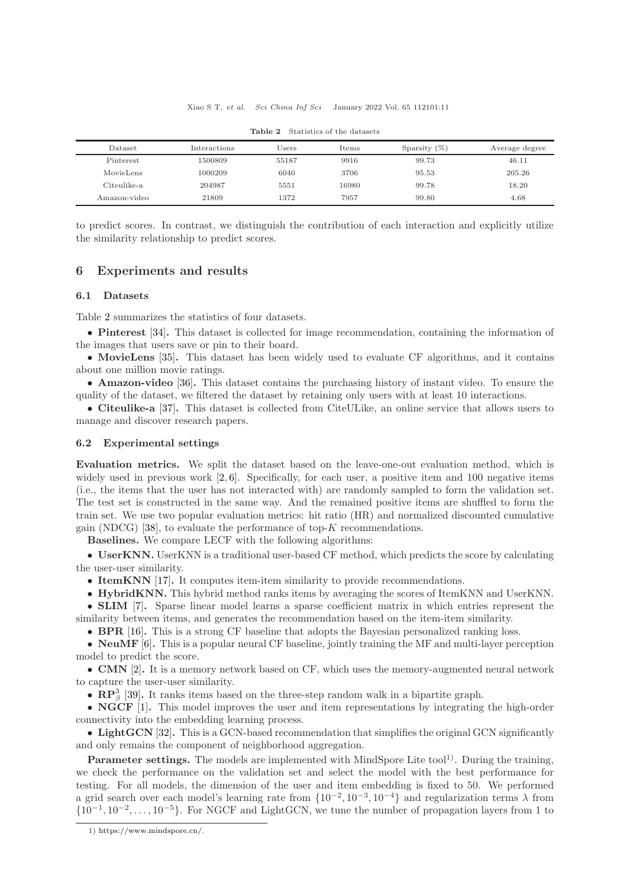**Table 2** Statistics of the datasets

| Dataset | Interactions | Users | Items | Sparsity (%) | Average degree |
|---|---|---|---|---|---|
| Pinterest | 1500809 | 55187 | 9916 | 99.73 | 46.11 |
| MovieLens | 1000209 | 6040 | 3706 | 95.53 | 205.26 |
| Citeulike-a | 204987 | 5551 | 16980 | 99.78 | 18.20 |
| Amazon-video | 21809 | 1372 | 7957 | 99.80 | 4.68 |

to predict scores. In contrast, we distinguish the contribution of each interaction and explicitly utilize the similarity relationship to predict scores.

## 6 Experiments and results

### 6.1 Datasets

Table 2 summarizes the statistics of four datasets.

- **Pinterest** [34]**.** This dataset is collected for image recommendation, containing the information of the images that users save or pin to their board.
- **MovieLens** [35]**.** This dataset has been widely used to evaluate CF algorithms, and it contains about one million movie ratings.
- **Amazon-video** [36]**.** This dataset contains the purchasing history of instant video. To ensure the quality of the dataset, we filtered the dataset by retaining only users with at least 10 interactions.
- **Citeulike-a** [37]**.** This dataset is collected from CiteULike, an online service that allows users to manage and discover research papers.

### 6.2 Experimental settings

**Evaluation metrics.** We split the dataset based on the leave-one-out evaluation method, which is widely used in previous work [2, 6]. Specifically, for each user, a positive item and 100 negative items (i.e., the items that the user has not interacted with) are randomly sampled to form the validation set. The test set is constructed in the same way. And the remained positive items are shuffled to form the train set. We use two popular evaluation metrics: hit ratio (HR) and normalized discounted cumulative gain (NDCG) [38], to evaluate the performance of top-$K$ recommendations.

**Baselines.** We compare LECF with the following algorithms:

- **UserKNN.** UserKNN is a traditional user-based CF method, which predicts the score by calculating the user-user similarity.
- **ItemKNN** [17]**.** It computes item-item similarity to provide recommendations.
- **HybridKNN.** This hybrid method ranks items by averaging the scores of ItemKNN and UserKNN.
- **SLIM** [7]**.** Sparse linear model learns a sparse coefficient matrix in which entries represent the similarity between items, and generates the recommendation based on the item-item similarity.
- **BPR** [16]**.** This is a strong CF baseline that adopts the Bayesian personalized ranking loss.
- **NeuMF** [6]**.** This is a popular neural CF baseline, jointly training the MF and multi-layer perception model to predict the score.
- **CMN** [2]**.** It is a memory network based on CF, which uses the memory-augmented neural network to capture the user-user similarity.
- $\mathbf{RP}^3_\beta$ [39]**.** It ranks items based on the three-step random walk in a bipartite graph.
- **NGCF** [1]**.** This model improves the user and item representations by integrating the high-order connectivity into the embedding learning process.
- **LightGCN** [32]**.** This is a GCN-based recommendation that simplifies the original GCN significantly and only remains the component of neighborhood aggregation.

**Parameter settings.** The models are implemented with MindSpore Lite tool[1]. During the training, we check the performance on the validation set and select the model with the best performance for testing. For all models, the dimension of the user and item embedding is fixed to 50. We performed a grid search over each model's learning rate from $\{10^{-2}, 10^{-3}, 10^{-4}\}$ and regularization terms $\lambda$ from $\{10^{-1}, 10^{-2}, \ldots, 10^{-5}\}$. For NGCF and LightGCN, we tune the number of propagation layers from 1 to

1) https://www.mindspore.cn/.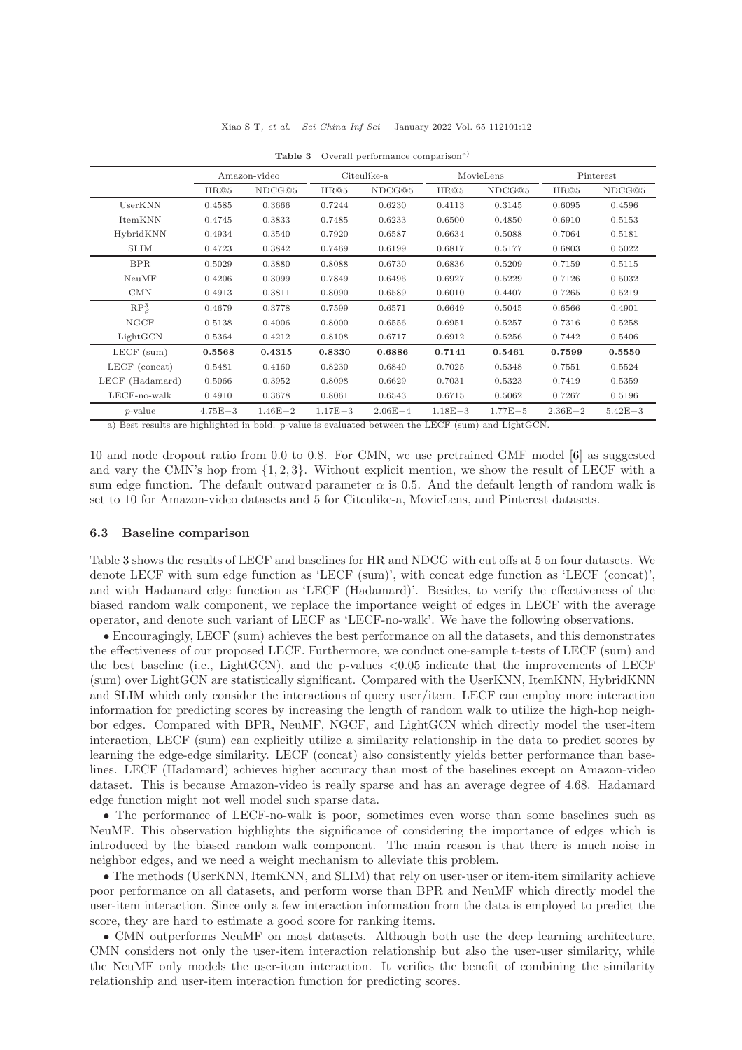**Table 3** Overall performance comparison[a)]

| | Amazon-video | | Citeulike-a | | MovieLens | | Pinterest | |
|---|---|---|---|---|---|---|---|---|
| | HR@5 | NDCG@5 | HR@5 | NDCG@5 | HR@5 | NDCG@5 | HR@5 | NDCG@5 |
| UserKNN | 0.4585 | 0.3666 | 0.7244 | 0.6230 | 0.4113 | 0.3145 | 0.6095 | 0.4596 |
| ItemKNN | 0.4745 | 0.3833 | 0.7485 | 0.6233 | 0.6500 | 0.4850 | 0.6910 | 0.5153 |
| HybridKNN | 0.4934 | 0.3540 | 0.7920 | 0.6587 | 0.6634 | 0.5088 | 0.7064 | 0.5181 |
| SLIM | 0.4723 | 0.3842 | 0.7469 | 0.6199 | 0.6817 | 0.5177 | 0.6803 | 0.5022 |
| BPR | 0.5029 | 0.3880 | 0.8088 | 0.6730 | 0.6836 | 0.5209 | 0.7159 | 0.5115 |
| NeuMF | 0.4206 | 0.3099 | 0.7849 | 0.6496 | 0.6927 | 0.5229 | 0.7126 | 0.5032 |
| CMN | 0.4913 | 0.3811 | 0.8090 | 0.6589 | 0.6010 | 0.4407 | 0.7265 | 0.5219 |
| $RP^3_\beta$ | 0.4679 | 0.3778 | 0.7599 | 0.6571 | 0.6649 | 0.5045 | 0.6566 | 0.4901 |
| NGCF | 0.5138 | 0.4006 | 0.8000 | 0.6556 | 0.6951 | 0.5257 | 0.7316 | 0.5258 |
| LightGCN | 0.5364 | 0.4212 | 0.8108 | 0.6717 | 0.6912 | 0.5256 | 0.7442 | 0.5406 |
| LECF (sum) | **0.5568** | **0.4315** | **0.8330** | **0.6886** | **0.7141** | **0.5461** | **0.7599** | **0.5550** |
| LECF (concat) | 0.5481 | 0.4160 | 0.8230 | 0.6840 | 0.7025 | 0.5348 | 0.7551 | 0.5524 |
| LECF (Hadamard) | 0.5066 | 0.3952 | 0.8098 | 0.6629 | 0.7031 | 0.5323 | 0.7419 | 0.5359 |
| LECF-no-walk | 0.4910 | 0.3678 | 0.8061 | 0.6543 | 0.6715 | 0.5062 | 0.7267 | 0.5196 |
| $p$-value | 4.75E−3 | 1.46E−2 | 1.17E−3 | 2.06E−4 | 1.18E−3 | 1.77E−5 | 2.36E−2 | 5.42E−3 |

a) Best results are highlighted in bold. p-value is evaluated between the LECF (sum) and LightGCN.

10 and node dropout ratio from 0.0 to 0.8. For CMN, we use pretrained GMF model [6] as suggested and vary the CMN's hop from $\{1, 2, 3\}$. Without explicit mention, we show the result of LECF with a sum edge function. The default outward parameter $\alpha$ is 0.5. And the default length of random walk is set to 10 for Amazon-video datasets and 5 for Citeulike-a, MovieLens, and Pinterest datasets.

### 6.3 Baseline comparison

Table 3 shows the results of LECF and baselines for HR and NDCG with cut offs at 5 on four datasets. We denote LECF with sum edge function as 'LECF (sum)', with concat edge function as 'LECF (concat)', and with Hadamard edge function as 'LECF (Hadamard)'. Besides, to verify the effectiveness of the biased random walk component, we replace the importance weight of edges in LECF with the average operator, and denote such variant of LECF as 'LECF-no-walk'. We have the following observations.

• Encouragingly, LECF (sum) achieves the best performance on all the datasets, and this demonstrates the effectiveness of our proposed LECF. Furthermore, we conduct one-sample t-tests of LECF (sum) and the best baseline (i.e., LightGCN), and the p-values $<0.05$ indicate that the improvements of LECF (sum) over LightGCN are statistically significant. Compared with the UserKNN, ItemKNN, HybridKNN and SLIM which only consider the interactions of query user/item. LECF can employ more interaction information for predicting scores by increasing the length of random walk to utilize the high-hop neighbor edges. Compared with BPR, NeuMF, NGCF, and LightGCN which directly model the user-item interaction, LECF (sum) can explicitly utilize a similarity relationship in the data to predict scores by learning the edge-edge similarity. LECF (concat) also consistently yields better performance than baselines. LECF (Hadamard) achieves higher accuracy than most of the baselines except on Amazon-video dataset. This is because Amazon-video is really sparse and has an average degree of 4.68. Hadamard edge function might not well model such sparse data.

• The performance of LECF-no-walk is poor, sometimes even worse than some baselines such as NeuMF. This observation highlights the significance of considering the importance of edges which is introduced by the biased random walk component. The main reason is that there is much noise in neighbor edges, and we need a weight mechanism to alleviate this problem.

• The methods (UserKNN, ItemKNN, and SLIM) that rely on user-user or item-item similarity achieve poor performance on all datasets, and perform worse than BPR and NeuMF which directly model the user-item interaction. Since only a few interaction information from the data is employed to predict the score, they are hard to estimate a good score for ranking items.

• CMN outperforms NeuMF on most datasets. Although both use the deep learning architecture, CMN considers not only the user-item interaction relationship but also the user-user similarity, while the NeuMF only models the user-item interaction. It verifies the benefit of combining the similarity relationship and user-item interaction function for predicting scores.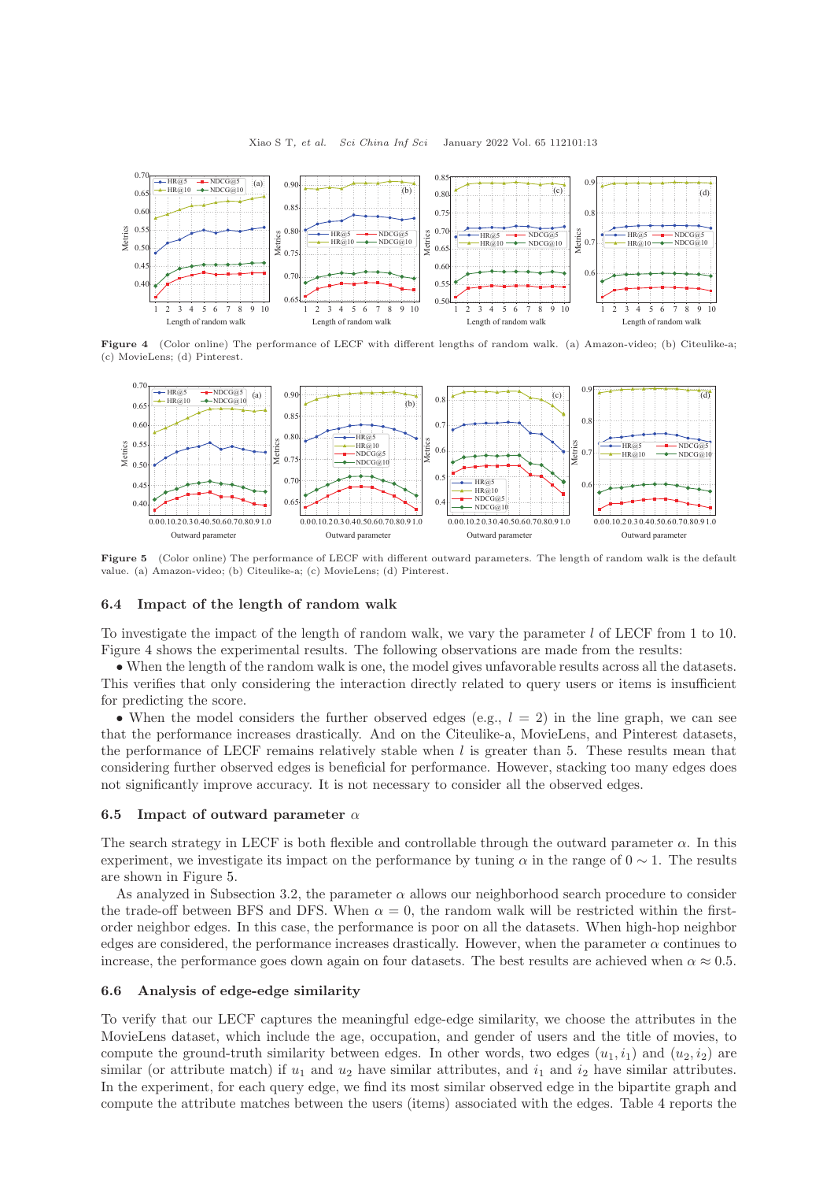(a)
0.70
0.65
0.60
0.55
0.50
0.45
0.40
Metrics
HR@5
HR@10
NDCG@5
NDCG@10
1 2 3 4 5 6 7 8 9 10
Length of random walk

(b)
0.90
0.85
0.80
0.75
0.70
0.65
Metrics
HR@5
HR@10
NDCG@5
NDCG@10
1 2 3 4 5 6 7 8 9 10
Length of random walk

(c)
0.85
0.80
0.75
0.70
0.65
0.60
0.55
0.50
Metrics
HR@5
HR@10
NDCG@5
NDCG@10
1 2 3 4 5 6 7 8 9 10
Length of random walk

(d)
0.9
0.8
0.7
0.6
Metrics
HR@5
HR@10
NDCG@5
NDCG@10
1 2 3 4 5 6 7 8 9 10
Length of random walk

**Figure 4** (Color online) The performance of LECF with different lengths of random walk. (a) Amazon-video; (b) Citeulike-a; (c) MovieLens; (d) Pinterest.

(a)
0.70
0.65
0.60
0.55
0.50
0.45
0.40
Metrics
HR@5
HR@10
NDCG@5
NDCG@10
0.0 0.1 0.2 0.3 0.4 0.5 0.6 0.7 0.8 0.9 1.0
Outward parameter

(b)
0.90
0.85
0.80
0.75
0.70
0.65
Metrics
HR@5
HR@10
NDCG@5
NDCG@10
0.0 0.1 0.2 0.3 0.4 0.5 0.6 0.7 0.8 0.9 1.0
Outward parameter

(c)
0.8
0.7
0.6
0.5
0.4
Metrics
HR@5
HR@10
NDCG@5
NDCG@10
0.0 0.1 0.2 0.3 0.4 0.5 0.6 0.7 0.8 0.9 1.0
Outward parameter

(d)
0.9
0.8
0.7
0.6
HR@5
HR@10
NDCG@5
NDCG@10
0.0 0.1 0.2 0.3 0.4 0.5 0.6 0.7 0.8 0.9 1.0
Outward parameter

**Figure 5** (Color online) The performance of LECF with different outward parameters. The length of random walk is the default value. (a) Amazon-video; (b) Citeulike-a; (c) MovieLens; (d) Pinterest.

### 6.4 Impact of the length of random walk

To investigate the impact of the length of random walk, we vary the parameter $l$ of LECF from 1 to 10. Figure 4 shows the experimental results. The following observations are made from the results:

• When the length of the random walk is one, the model gives unfavorable results across all the datasets. This verifies that only considering the interaction directly related to query users or items is insufficient for predicting the score.

• When the model considers the further observed edges (e.g., $l = 2$) in the line graph, we can see that the performance increases drastically. And on the Citeulike-a, MovieLens, and Pinterest datasets, the performance of LECF remains relatively stable when $l$ is greater than 5. These results mean that considering further observed edges is beneficial for performance. However, stacking too many edges does not significantly improve accuracy. It is not necessary to consider all the observed edges.

### 6.5 Impact of outward parameter $\alpha$

The search strategy in LECF is both flexible and controllable through the outward parameter $\alpha$. In this experiment, we investigate its impact on the performance by tuning $\alpha$ in the range of $0 \sim 1$. The results are shown in Figure 5.

As analyzed in Subsection 3.2, the parameter $\alpha$ allows our neighborhood search procedure to consider the trade-off between BFS and DFS. When $\alpha = 0$, the random walk will be restricted within the first-order neighbor edges. In this case, the performance is poor on all the datasets. When high-hop neighbor edges are considered, the performance increases drastically. However, when the parameter $\alpha$ continues to increase, the performance goes down again on four datasets. The best results are achieved when $\alpha \approx 0.5$.

### 6.6 Analysis of edge-edge similarity

To verify that our LECF captures the meaningful edge-edge similarity, we choose the attributes in the MovieLens dataset, which include the age, occupation, and gender of users and the title of movies, to compute the ground-truth similarity between edges. In other words, two edges $(u_1, i_1)$ and $(u_2, i_2)$ are similar (or attribute match) if $u_1$ and $u_2$ have similar attributes, and $i_1$ and $i_2$ have similar attributes. In the experiment, for each query edge, we find its most similar observed edge in the bipartite graph and compute the attribute matches between the users (items) associated with the edges. Table 4 reports the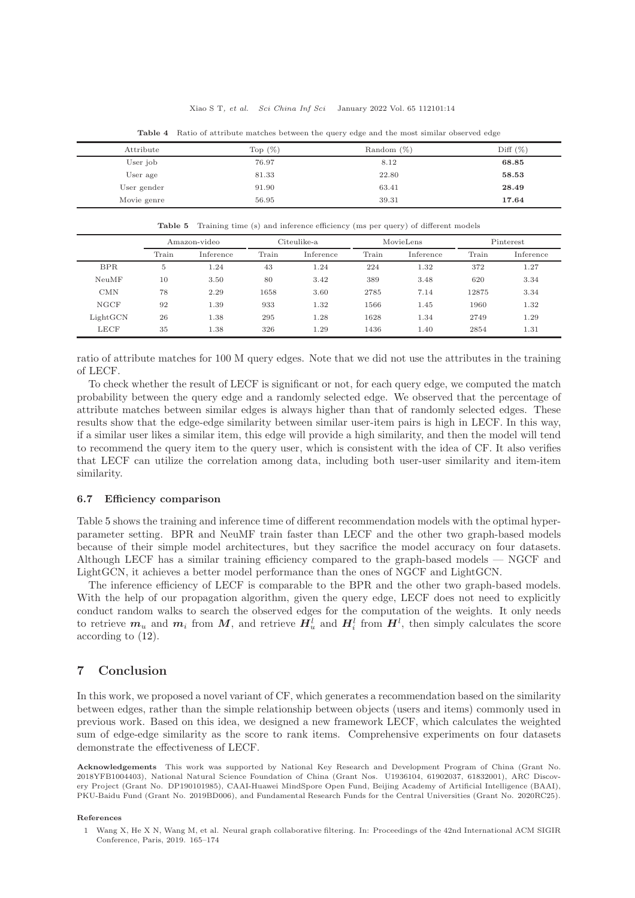**Table 4** Ratio of attribute matches between the query edge and the most similar observed edge

| Attribute | Top (%) | Random (%) | Diff (%) |
|---|---|---|---|
| User job | 76.97 | 8.12 | **68.85** |
| User age | 81.33 | 22.80 | **58.53** |
| User gender | 91.90 | 63.41 | **28.49** |
| Movie genre | 56.95 | 39.31 | **17.64** |

**Table 5** Training time (s) and inference efficiency (ms per query) of different models

| | Amazon-video | | Citeulike-a | | MovieLens | | Pinterest | |
|---|---|---|---|---|---|---|---|---|
| | Train | Inference | Train | Inference | Train | Inference | Train | Inference |
| BPR | 5 | 1.24 | 43 | 1.24 | 224 | 1.32 | 372 | 1.27 |
| NeuMF | 10 | 3.50 | 80 | 3.42 | 389 | 3.48 | 620 | 3.34 |
| CMN | 78 | 2.29 | 1658 | 3.60 | 2785 | 7.14 | 12875 | 3.34 |
| NGCF | 92 | 1.39 | 933 | 1.32 | 1566 | 1.45 | 1960 | 1.32 |
| LightGCN | 26 | 1.38 | 295 | 1.28 | 1628 | 1.34 | 2749 | 1.29 |
| LECF | 35 | 1.38 | 326 | 1.29 | 1436 | 1.40 | 2854 | 1.31 |

ratio of attribute matches for 100 M query edges. Note that we did not use the attributes in the training of LECF.

To check whether the result of LECF is significant or not, for each query edge, we computed the match probability between the query edge and a randomly selected edge. We observed that the percentage of attribute matches between similar edges is always higher than that of randomly selected edges. These results show that the edge-edge similarity between similar user-item pairs is high in LECF. In this way, if a similar user likes a similar item, this edge will provide a high similarity, and then the model will tend to recommend the query item to the query user, which is consistent with the idea of CF. It also verifies that LECF can utilize the correlation among data, including both user-user similarity and item-item similarity.

### 6.7 Efficiency comparison

Table 5 shows the training and inference time of different recommendation models with the optimal hyperparameter setting. BPR and NeuMF train faster than LECF and the other two graph-based models because of their simple model architectures, but they sacrifice the model accuracy on four datasets. Although LECF has a similar training efficiency compared to the graph-based models — NGCF and LightGCN, it achieves a better model performance than the ones of NGCF and LightGCN.

The inference efficiency of LECF is comparable to the BPR and the other two graph-based models. With the help of our propagation algorithm, given the query edge, LECF does not need to explicitly conduct random walks to search the observed edges for the computation of the weights. It only needs to retrieve $\boldsymbol{m}_u$ and $\boldsymbol{m}_i$ from $\boldsymbol{M}$, and retrieve $\boldsymbol{H}_u^l$ and $\boldsymbol{H}_i^l$ from $\boldsymbol{H}^l$, then simply calculates the score according to (12).

## 7 Conclusion

In this work, we proposed a novel variant of CF, which generates a recommendation based on the similarity between edges, rather than the simple relationship between objects (users and items) commonly used in previous work. Based on this idea, we designed a new framework LECF, which calculates the weighted sum of edge-edge similarity as the score to rank items. Comprehensive experiments on four datasets demonstrate the effectiveness of LECF.

**Acknowledgements** This work was supported by National Key Research and Development Program of China (Grant No. 2018YFB1004403), National Natural Science Foundation of China (Grant Nos. U1936104, 61902037, 61832001), ARC Discovery Project (Grant No. DP190101985), CAAI-Huawei MindSpore Open Fund, Beijing Academy of Artificial Intelligence (BAAI), PKU-Baidu Fund (Grant No. 2019BD006), and Fundamental Research Funds for the Central Universities (Grant No. 2020RC25).

**References**

1 Wang X, He X N, Wang M, et al. Neural graph collaborative filtering. In: Proceedings of the 42nd International ACM SIGIR Conference, Paris, 2019. 165–174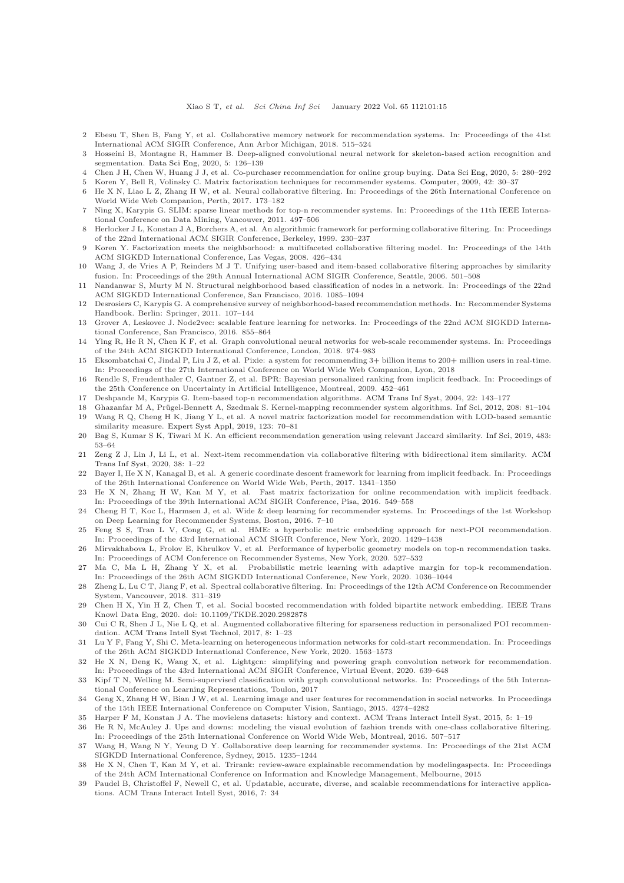2 Ebesu T, Shen B, Fang Y, et al. Collaborative memory network for recommendation systems. In: Proceedings of the 41st International ACM SIGIR Conference, Ann Arbor Michigan, 2018. 515–524

3 Hosseini B, Montagne R, Hammer B. Deep-aligned convolutional neural network for skeleton-based action recognition and segmentation. Data Sci Eng, 2020, 5: 126–139

4 Chen J H, Chen W, Huang J J, et al. Co-purchaser recommendation for online group buying. Data Sci Eng, 2020, 5: 280–292

5 Koren Y, Bell R, Volinsky C. Matrix factorization techniques for recommender systems. Computer, 2009, 42: 30–37

6 He X N, Liao L Z, Zhang H W, et al. Neural collaborative filtering. In: Proceedings of the 26th International Conference on World Wide Web Companion, Perth, 2017. 173–182

7 Ning X, Karypis G. SLIM: sparse linear methods for top-n recommender systems. In: Proceedings of the 11th IEEE International Conference on Data Mining, Vancouver, 2011. 497–506

8 Herlocker J L, Konstan J A, Borchers A, et al. An algorithmic framework for performing collaborative filtering. In: Proceedings of the 22nd International ACM SIGIR Conference, Berkeley, 1999. 230–237

9 Koren Y. Factorization meets the neighborhood: a multifaceted collaborative filtering model. In: Proceedings of the 14th ACM SIGKDD International Conference, Las Vegas, 2008. 426–434

10 Wang J, de Vries A P, Reinders M J T. Unifying user-based and item-based collaborative filtering approaches by similarity fusion. In: Proceedings of the 29th Annual International ACM SIGIR Conference, Seattle, 2006. 501–508

11 Nandanwar S, Murty M N. Structural neighborhood based classification of nodes in a network. In: Proceedings of the 22nd ACM SIGKDD International Conference, San Francisco, 2016. 1085–1094

12 Desrosiers C, Karypis G. A comprehensive survey of neighborhood-based recommendation methods. In: Recommender Systems Handbook. Berlin: Springer, 2011. 107–144

13 Grover A, Leskovec J. Node2vec: scalable feature learning for networks. In: Proceedings of the 22nd ACM SIGKDD International Conference, San Francisco, 2016. 855–864

14 Ying R, He R N, Chen K F, et al. Graph convolutional neural networks for web-scale recommender systems. In: Proceedings of the 24th ACM SIGKDD International Conference, London, 2018. 974–983

15 Eksombatchai C, Jindal P, Liu J Z, et al. Pixie: a system for recommending 3+ billion items to 200+ million users in real-time. In: Proceedings of the 27th International Conference on World Wide Web Companion, Lyon, 2018

16 Rendle S, Freudenthaler C, Gantner Z, et al. BPR: Bayesian personalized ranking from implicit feedback. In: Proceedings of the 25th Conference on Uncertainty in Artificial Intelligence, Montreal, 2009. 452–461

17 Deshpande M, Karypis G. Item-based top-n recommendation algorithms. ACM Trans Inf Syst, 2004, 22: 143–177

18 Ghazanfar M A, Prügel-Bennett A, Szedmak S. Kernel-mapping recommender system algorithms. Inf Sci, 2012, 208: 81–104

19 Wang R Q, Cheng H K, Jiang Y L, et al. A novel matrix factorization model for recommendation with LOD-based semantic similarity measure. Expert Syst Appl, 2019, 123: 70–81

20 Bag S, Kumar S K, Tiwari M K. An efficient recommendation generation using relevant Jaccard similarity. Inf Sci, 2019, 483: 53–64

21 Zeng Z J, Lin J, Li L, et al. Next-item recommendation via collaborative filtering with bidirectional item similarity. ACM Trans Inf Syst, 2020, 38: 1–22

22 Bayer I, He X N, Kanagal B, et al. A generic coordinate descent framework for learning from implicit feedback. In: Proceedings of the 26th International Conference on World Wide Web, Perth, 2017. 1341–1350

23 He X N, Zhang H W, Kan M Y, et al. Fast matrix factorization for online recommendation with implicit feedback. In: Proceedings of the 39th International ACM SIGIR Conference, Pisa, 2016. 549–558

24 Cheng H T, Koc L, Harmsen J, et al. Wide & deep learning for recommender systems. In: Proceedings of the 1st Workshop on Deep Learning for Recommender Systems, Boston, 2016. 7–10

25 Feng S S, Tran L V, Cong G, et al. HME: a hyperbolic metric embedding approach for next-POI recommendation. In: Proceedings of the 43rd International ACM SIGIR Conference, New York, 2020. 1429–1438

26 Mirvakhabova L, Frolov E, Khrulkov V, et al. Performance of hyperbolic geometry models on top-n recommendation tasks. In: Proceedings of ACM Conference on Recommender Systems, New York, 2020. 527–532

27 Ma C, Ma L H, Zhang Y X, et al. Probabilistic metric learning with adaptive margin for top-k recommendation. In: Proceedings of the 26th ACM SIGKDD International Conference, New York, 2020. 1036–1044

28 Zheng L, Lu C T, Jiang F, et al. Spectral collaborative filtering. In: Proceedings of the 12th ACM Conference on Recommender System, Vancouver, 2018. 311–319

29 Chen H X, Yin H Z, Chen T, et al. Social boosted recommendation with folded bipartite network embedding. IEEE Trans Knowl Data Eng, 2020. doi: 10.1109/TKDE.2020.2982878

30 Cui C R, Shen J L, Nie L Q, et al. Augmented collaborative filtering for sparseness reduction in personalized POI recommendation. ACM Trans Intell Syst Technol, 2017, 8: 1–23

31 Lu Y F, Fang Y, Shi C. Meta-learning on heterogeneous information networks for cold-start recommendation. In: Proceedings of the 26th ACM SIGKDD International Conference, New York, 2020. 1563–1573

32 He X N, Deng K, Wang X, et al. Lightgcn: simplifying and powering graph convolution network for recommendation. In: Proceedings of the 43rd International ACM SIGIR Conference, Virtual Event, 2020. 639–648

33 Kipf T N, Welling M. Semi-supervised classification with graph convolutional networks. In: Proceedings of the 5th International Conference on Learning Representations, Toulon, 2017

34 Geng X, Zhang H W, Bian J W, et al. Learning image and user features for recommendation in social networks. In Proceedings of the 15th IEEE International Conference on Computer Vision, Santiago, 2015. 4274–4282

35 Harper F M, Konstan J A. The movielens datasets: history and context. ACM Trans Interact Intell Syst, 2015, 5: 1–19

36 He R N, McAuley J. Ups and downs: modeling the visual evolution of fashion trends with one-class collaborative filtering. In: Proceedings of the 25th International Conference on World Wide Web, Montreal, 2016. 507–517

37 Wang H, Wang N Y, Yeung D Y. Collaborative deep learning for recommender systems. In: Proceedings of the 21st ACM SIGKDD International Conference, Sydney, 2015. 1235–1244

38 He X N, Chen T, Kan M Y, et al. Trirank: review-aware explainable recommendation by modelingaspects. In: Proceedings of the 24th ACM International Conference on Information and Knowledge Management, Melbourne, 2015

39 Paudel B, Christoffel F, Newell C, et al. Updatable, accurate, diverse, and scalable recommendations for interactive applications. ACM Trans Interact Intell Syst, 2016, 7: 34